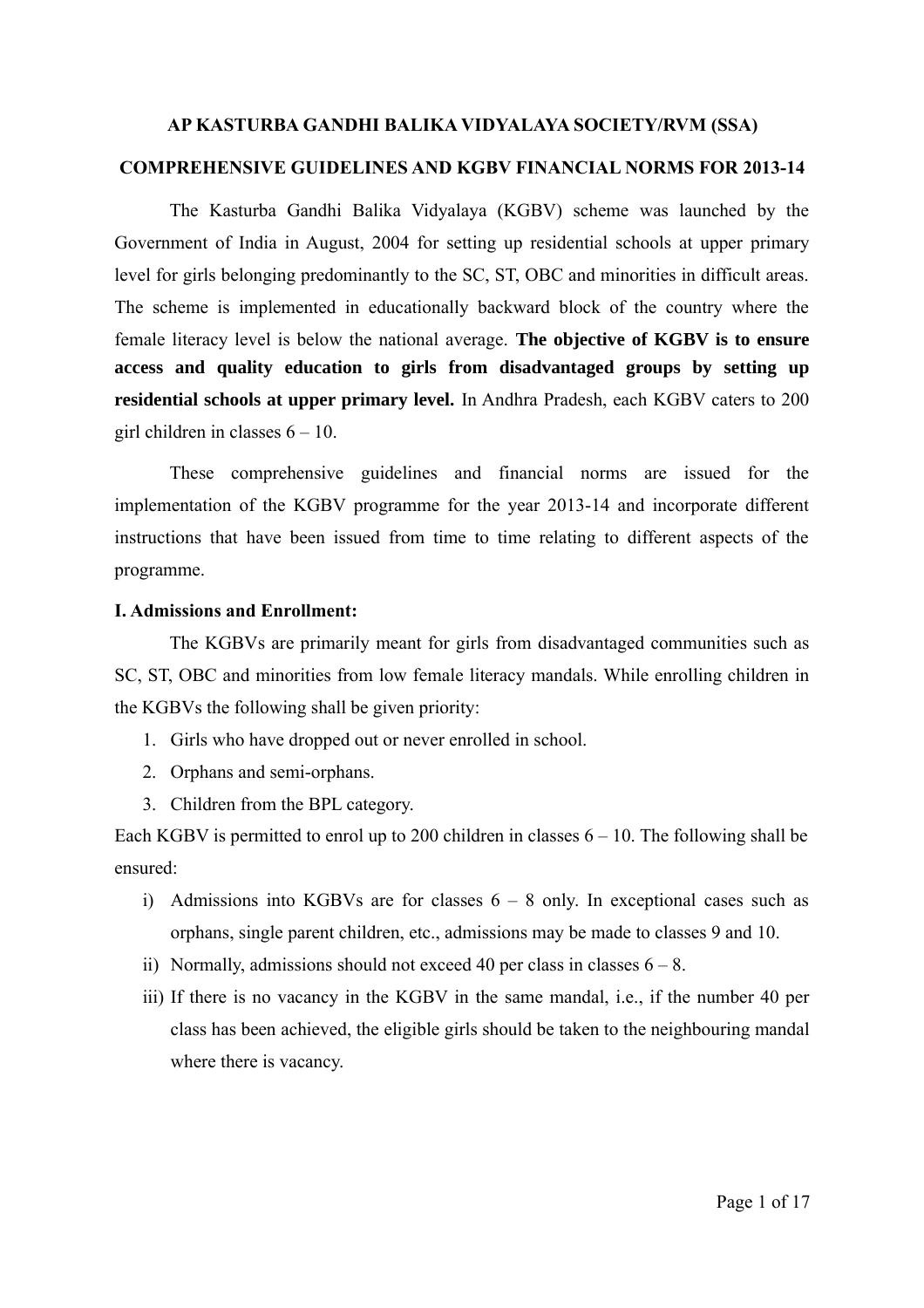# AP KASTURBA GANDHI BALIKA VIDYALAYA SOCIETY/RVM (SSA)

## COMPREHENSIVE GUIDELINES AND KGBV FINANCIAL NORMS FOR 2013-14

The Kasturba Gandhi Balika Vidyalaya (KGBV) scheme was launched by the Government of India in August, 2004 for setting up residential schools at upper primary level for girls belonging predominantly to the SC, ST, OBC and minorities in difficult areas. The scheme is implemented in educationally backward block of the country where the female literacy level is below the national average. **The objective of KGBV is to ensure access and quality education to girls from disadvantaged groups by setting up residential schools at upper primary level.** In Andhra Pradesh, each KGBV caters to 200 girl children in classes 6 – 10.

These comprehensive guidelines and financial norms are issued for the implementation of the KGBV programme for the year 2013-14 and incorporate different instructions that have been issued from time to time relating to different aspects of the programme.

### I. Admissions and Enrollment:

The KGBVs are primarily meant for girls from disadvantaged communities such as SC, ST, OBC and minorities from low female literacy mandals. While enrolling children in the KGBVs the following shall be given priority:

1. Girls who have dropped out or never enrolled in school.
2. Orphans and semi-orphans.
3. Children from the BPL category.

Each KGBV is permitted to enrol up to 200 children in classes 6 – 10. The following shall be ensured:

i) Admissions into KGBVs are for classes 6 – 8 only. In exceptional cases such as orphans, single parent children, etc., admissions may be made to classes 9 and 10.

ii) Normally, admissions should not exceed 40 per class in classes 6 – 8.

iii) If there is no vacancy in the KGBV in the same mandal, i.e., if the number 40 per class has been achieved, the eligible girls should be taken to the neighbouring mandal where there is vacancy.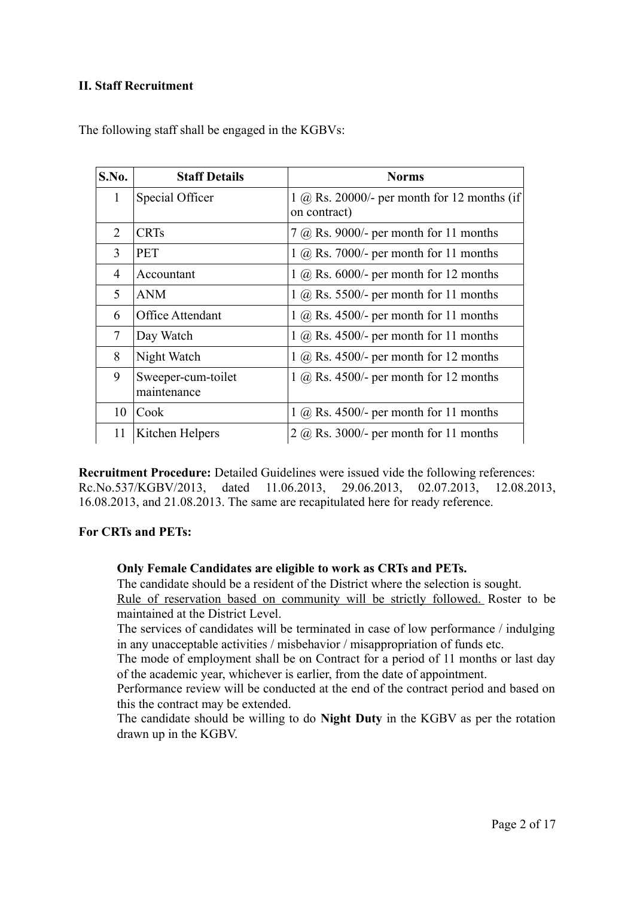## II. Staff Recruitment

The following staff shall be engaged in the KGBVs:

| S.No. | Staff Details | Norms |
|---|---|---|
| 1 | Special Officer | 1 @ Rs. 20000/- per month for 12 months (if on contract) |
| 2 | CRTs | 7 @ Rs. 9000/- per month for 11 months |
| 3 | PET | 1 @ Rs. 7000/- per month for 11 months |
| 4 | Accountant | 1 @ Rs. 6000/- per month for 12 months |
| 5 | ANM | 1 @ Rs. 5500/- per month for 11 months |
| 6 | Office Attendant | 1 @ Rs. 4500/- per month for 11 months |
| 7 | Day Watch | 1 @ Rs. 4500/- per month for 11 months |
| 8 | Night Watch | 1 @ Rs. 4500/- per month for 12 months |
| 9 | Sweeper-cum-toilet maintenance | 1 @ Rs. 4500/- per month for 12 months |
| 10 | Cook | 1 @ Rs. 4500/- per month for 11 months |
| 11 | Kitchen Helpers | 2 @ Rs. 3000/- per month for 11 months |

**Recruitment Procedure:** Detailed Guidelines were issued vide the following references: Rc.No.537/KGBV/2013, dated 11.06.2013, 29.06.2013, 02.07.2013, 12.08.2013, 16.08.2013, and 21.08.2013. The same are recapitulated here for ready reference.

**For CRTs and PETs:**

**Only Female Candidates are eligible to work as CRTs and PETs.**

The candidate should be a resident of the District where the selection is sought.

<u>Rule of reservation based on community will be strictly followed.</u> Roster to be maintained at the District Level.

The services of candidates will be terminated in case of low performance / indulging in any unacceptable activities / misbehavior / misappropriation of funds etc.

The mode of employment shall be on Contract for a period of 11 months or last day of the academic year, whichever is earlier, from the date of appointment.

Performance review will be conducted at the end of the contract period and based on this the contract may be extended.

The candidate should be willing to do **Night Duty** in the KGBV as per the rotation drawn up in the KGBV.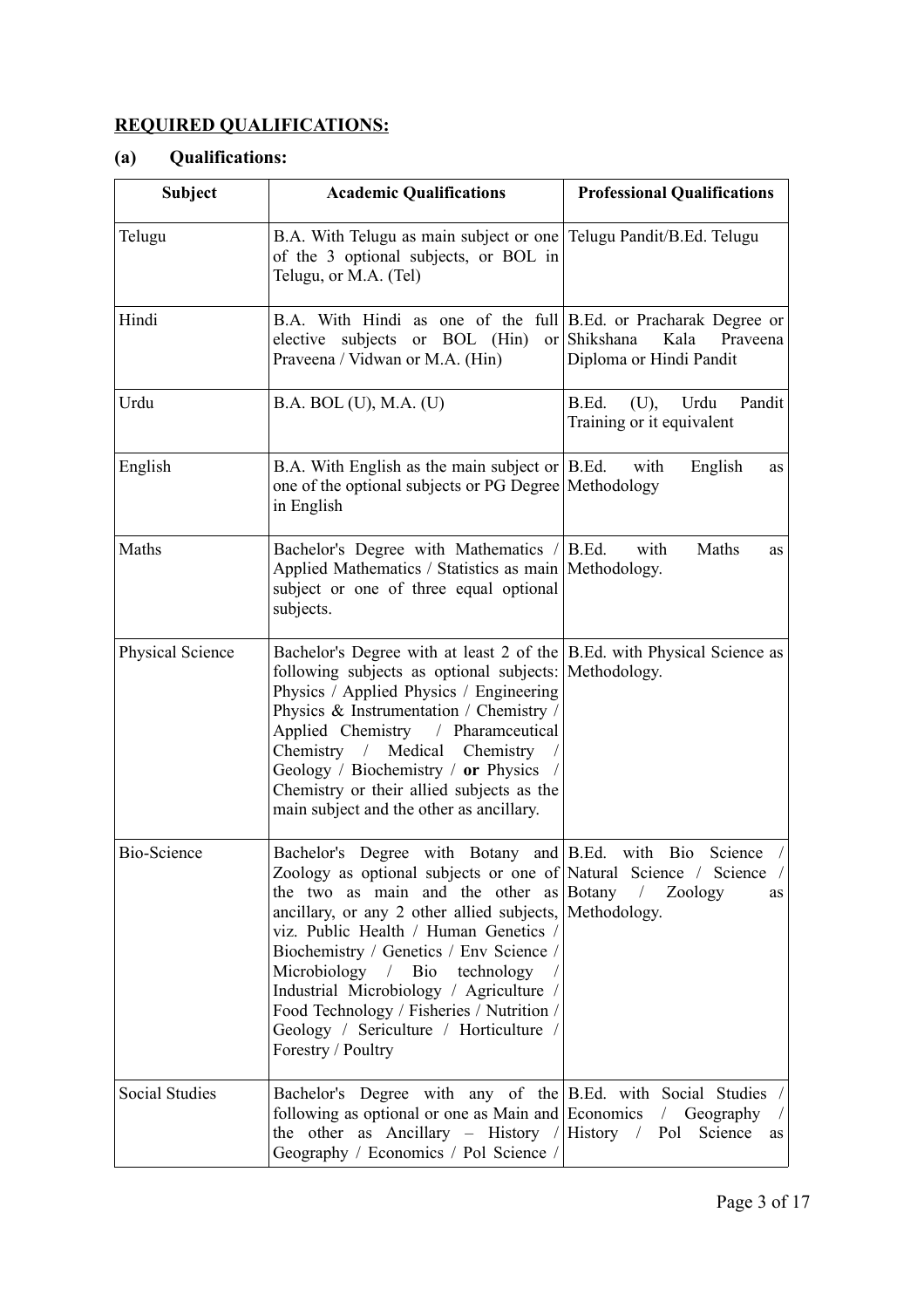**REQUIRED QUALIFICATIONS:**

**(a) Qualifications:**

| Subject | Academic Qualifications | Professional Qualifications |
|---|---|---|
| Telugu | B.A. With Telugu as main subject or one of the 3 optional subjects, or BOL in Telugu, or M.A. (Tel) | Telugu Pandit/B.Ed. Telugu |
| Hindi | B.A. With Hindi as one of the full elective subjects or BOL (Hin) or Praveena / Vidwan or M.A. (Hin) | B.Ed. or Pracharak Degree or Shikshana Kala Praveena Diploma or Hindi Pandit |
| Urdu | B.A. BOL (U), M.A. (U) | B.Ed. (U), Urdu Pandit Training or it equivalent |
| English | B.A. With English as the main subject or one of the optional subjects or PG Degree in English | B.Ed. with English as Methodology |
| Maths | Bachelor's Degree with Mathematics / Applied Mathematics / Statistics as main subject or one of three equal optional subjects. | B.Ed. with Maths as Methodology. |
| Physical Science | Bachelor's Degree with at least 2 of the following subjects as optional subjects: Physics / Applied Physics / Engineering Physics & Instrumentation / Chemistry / Applied Chemistry / Pharamceutical Chemistry / Medical Chemistry / Geology / Biochemistry / **or** Physics / Chemistry or their allied subjects as the main subject and the other as ancillary. | B.Ed. with Physical Science as Methodology. |
| Bio-Science | Bachelor's Degree with Botany and Zoology as optional subjects or one of the two as main and the other as ancillary, or any 2 other allied subjects, viz. Public Health / Human Genetics / Biochemistry / Genetics / Env Science / Microbiology / Bio technology / Industrial Microbiology / Agriculture / Food Technology / Fisheries / Nutrition / Geology / Sericulture / Horticulture / Forestry / Poultry | B.Ed. with Bio Science / Natural Science / Science / Botany / Zoology as Methodology. |
| Social Studies | Bachelor's Degree with any of the following as optional or one as Main and the other as Ancillary – History / Geography / Economics / Pol Science / | B.Ed. with Social Studies / Economics / Geography / History / Pol Science as |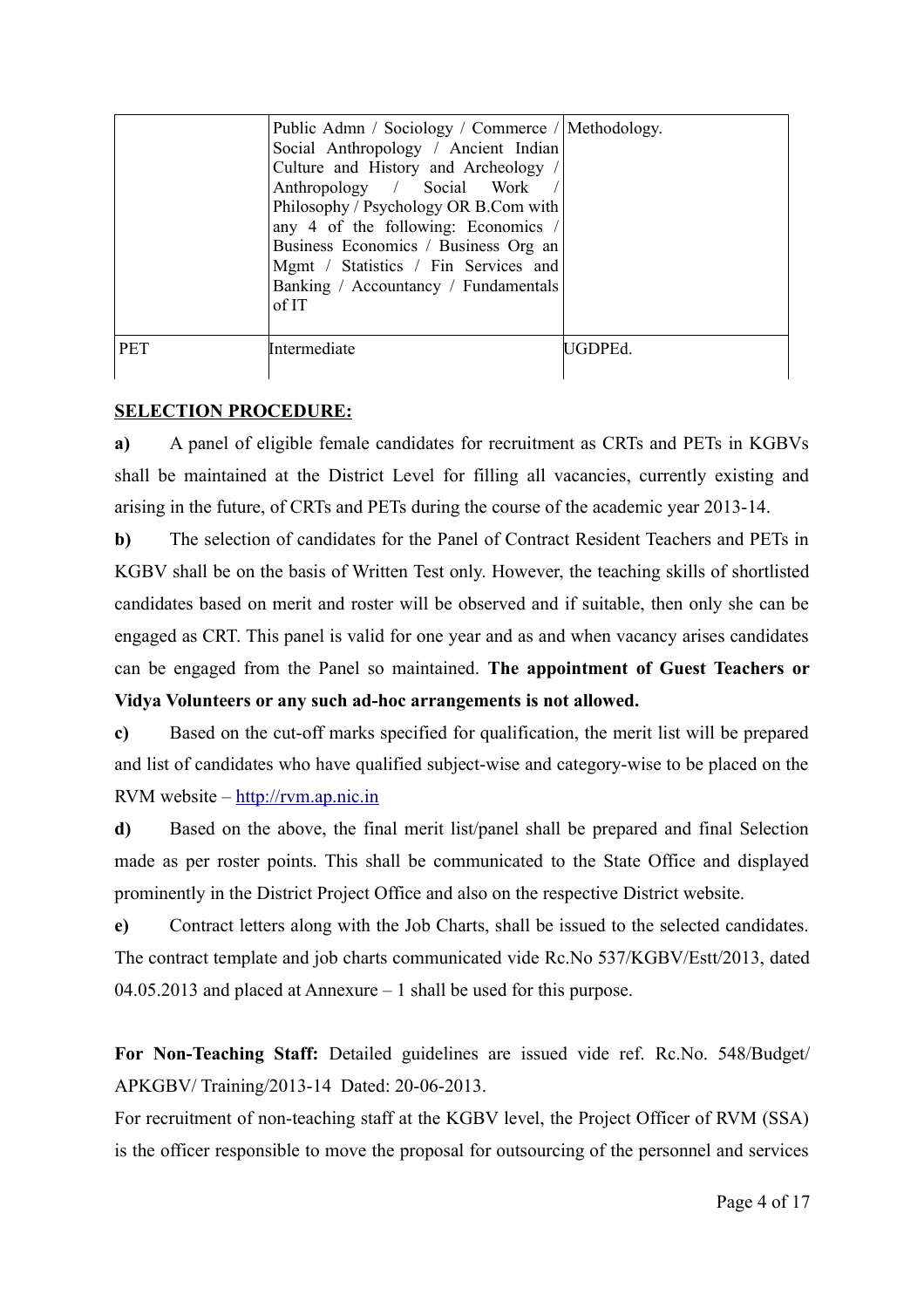|  |  |  |
|---|---|---|
|  | Public Admn / Sociology / Commerce / Social Anthropology / Ancient Indian Culture and History and Archeology / Anthropology / Social Work / Philosophy / Psychology OR B.Com with any 4 of the following: Economics / Business Economics / Business Org an Mgmt / Statistics / Fin Services and Banking / Accountancy / Fundamentals of IT | Methodology. |
| PET | Intermediate | UGDPEd. |

**SELECTION PROCEDURE:**

**a)** A panel of eligible female candidates for recruitment as CRTs and PETs in KGBVs shall be maintained at the District Level for filling all vacancies, currently existing and arising in the future, of CRTs and PETs during the course of the academic year 2013-14.

**b)** The selection of candidates for the Panel of Contract Resident Teachers and PETs in KGBV shall be on the basis of Written Test only. However, the teaching skills of shortlisted candidates based on merit and roster will be observed and if suitable, then only she can be engaged as CRT. This panel is valid for one year and as and when vacancy arises candidates can be engaged from the Panel so maintained. **The appointment of Guest Teachers or Vidya Volunteers or any such ad-hoc arrangements is not allowed.**

**c)** Based on the cut-off marks specified for qualification, the merit list will be prepared and list of candidates who have qualified subject-wise and category-wise to be placed on the RVM website – http://rvm.ap.nic.in

**d)** Based on the above, the final merit list/panel shall be prepared and final Selection made as per roster points. This shall be communicated to the State Office and displayed prominently in the District Project Office and also on the respective District website.

**e)** Contract letters along with the Job Charts, shall be issued to the selected candidates. The contract template and job charts communicated vide Rc.No 537/KGBV/Estt/2013, dated 04.05.2013 and placed at Annexure – 1 shall be used for this purpose.

**For Non-Teaching Staff:** Detailed guidelines are issued vide ref. Rc.No. 548/Budget/ APKGBV/ Training/2013-14 Dated: 20-06-2013.

For recruitment of non-teaching staff at the KGBV level, the Project Officer of RVM (SSA) is the officer responsible to move the proposal for outsourcing of the personnel and services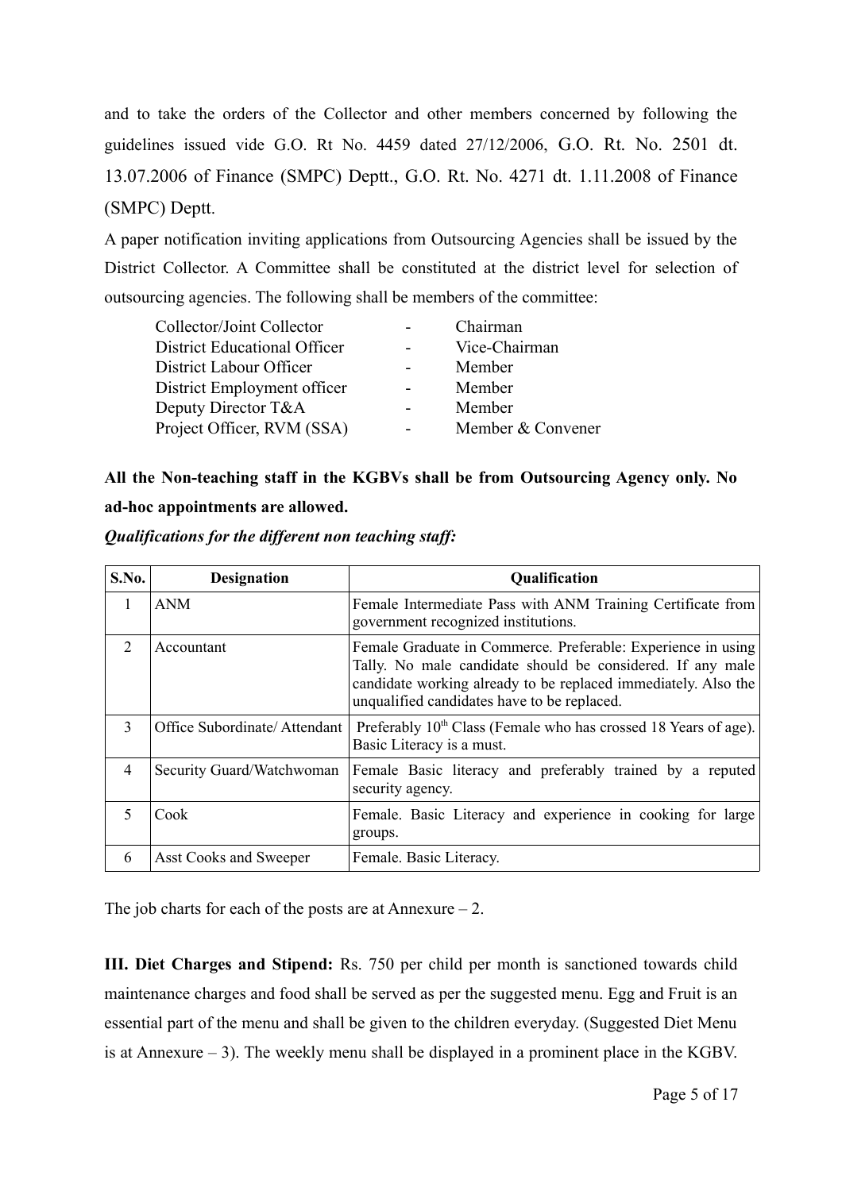and to take the orders of the Collector and other members concerned by following the guidelines issued vide G.O. Rt No. 4459 dated 27/12/2006, G.O. Rt. No. 2501 dt. 13.07.2006 of Finance (SMPC) Deptt., G.O. Rt. No. 4271 dt. 1.11.2008 of Finance (SMPC) Deptt.

A paper notification inviting applications from Outsourcing Agencies shall be issued by the District Collector. A Committee shall be constituted at the district level for selection of outsourcing agencies. The following shall be members of the committee:

| | | |
|---|---|---|
| Collector/Joint Collector | - | Chairman |
| District Educational Officer | - | Vice-Chairman |
| District Labour Officer | - | Member |
| District Employment officer | - | Member |
| Deputy Director T&A | - | Member |
| Project Officer, RVM (SSA) | - | Member & Convener |

**All the Non-teaching staff in the KGBVs shall be from Outsourcing Agency only. No ad-hoc appointments are allowed.**

***Qualifications for the different non teaching staff:***

| S.No. | Designation | Qualification |
|---|---|---|
| 1 | ANM | Female Intermediate Pass with ANM Training Certificate from government recognized institutions. |
| 2 | Accountant | Female Graduate in Commerce. Preferable: Experience in using Tally. No male candidate should be considered. If any male candidate working already to be replaced immediately. Also the unqualified candidates have to be replaced. |
| 3 | Office Subordinate/ Attendant | Preferably 10th Class (Female who has crossed 18 Years of age). Basic Literacy is a must. |
| 4 | Security Guard/Watchwoman | Female Basic literacy and preferably trained by a reputed security agency. |
| 5 | Cook | Female. Basic Literacy and experience in cooking for large groups. |
| 6 | Asst Cooks and Sweeper | Female. Basic Literacy. |

The job charts for each of the posts are at Annexure – 2.

**III. Diet Charges and Stipend:** Rs. 750 per child per month is sanctioned towards child maintenance charges and food shall be served as per the suggested menu. Egg and Fruit is an essential part of the menu and shall be given to the children everyday. (Suggested Diet Menu is at Annexure – 3). The weekly menu shall be displayed in a prominent place in the KGBV.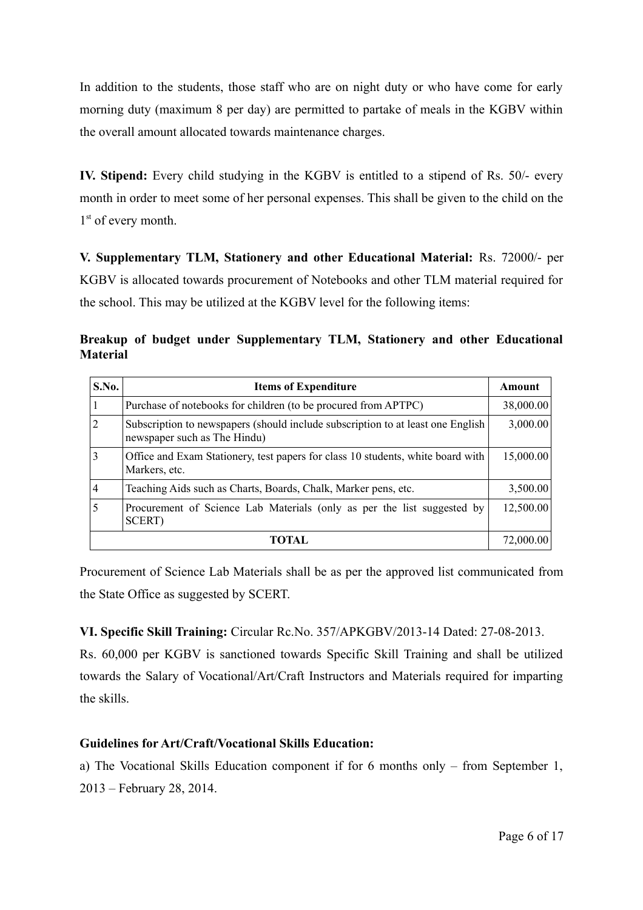In addition to the students, those staff who are on night duty or who have come for early morning duty (maximum 8 per day) are permitted to partake of meals in the KGBV within the overall amount allocated towards maintenance charges.

**IV. Stipend:** Every child studying in the KGBV is entitled to a stipend of Rs. 50/- every month in order to meet some of her personal expenses. This shall be given to the child on the 1st of every month.

**V. Supplementary TLM, Stationery and other Educational Material:** Rs. 72000/- per KGBV is allocated towards procurement of Notebooks and other TLM material required for the school. This may be utilized at the KGBV level for the following items:

**Breakup of budget under Supplementary TLM, Stationery and other Educational Material**

| S.No. | Items of Expenditure | Amount |
|---|---|---|
| 1 | Purchase of notebooks for children (to be procured from APTPC) | 38,000.00 |
| 2 | Subscription to newspapers (should include subscription to at least one English newspaper such as The Hindu) | 3,000.00 |
| 3 | Office and Exam Stationery, test papers for class 10 students, white board with Markers, etc. | 15,000.00 |
| 4 | Teaching Aids such as Charts, Boards, Chalk, Marker pens, etc. | 3,500.00 |
| 5 | Procurement of Science Lab Materials (only as per the list suggested by SCERT) | 12,500.00 |
| | **TOTAL** | 72,000.00 |

Procurement of Science Lab Materials shall be as per the approved list communicated from the State Office as suggested by SCERT.

**VI. Specific Skill Training:** Circular Rc.No. 357/APKGBV/2013-14 Dated: 27-08-2013.

Rs. 60,000 per KGBV is sanctioned towards Specific Skill Training and shall be utilized towards the Salary of Vocational/Art/Craft Instructors and Materials required for imparting the skills.

**Guidelines for Art/Craft/Vocational Skills Education:**

a) The Vocational Skills Education component if for 6 months only – from September 1, 2013 – February 28, 2014.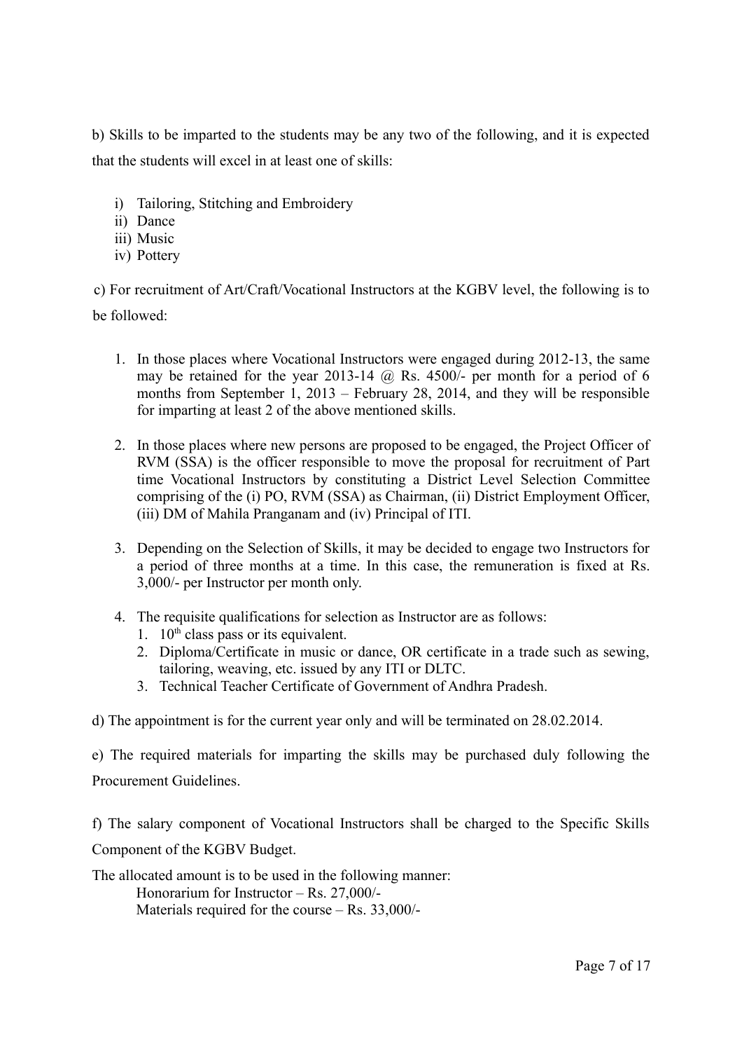b) Skills to be imparted to the students may be any two of the following, and it is expected that the students will excel in at least one of skills:

i) Tailoring, Stitching and Embroidery
ii) Dance
iii) Music
iv) Pottery

c) For recruitment of Art/Craft/Vocational Instructors at the KGBV level, the following is to be followed:

1. In those places where Vocational Instructors were engaged during 2012-13, the same may be retained for the year 2013-14 @ Rs. 4500/- per month for a period of 6 months from September 1, 2013 – February 28, 2014, and they will be responsible for imparting at least 2 of the above mentioned skills.

2. In those places where new persons are proposed to be engaged, the Project Officer of RVM (SSA) is the officer responsible to move the proposal for recruitment of Part time Vocational Instructors by constituting a District Level Selection Committee comprising of the (i) PO, RVM (SSA) as Chairman, (ii) District Employment Officer, (iii) DM of Mahila Pranganam and (iv) Principal of ITI.

3. Depending on the Selection of Skills, it may be decided to engage two Instructors for a period of three months at a time. In this case, the remuneration is fixed at Rs. 3,000/- per Instructor per month only.

4. The requisite qualifications for selection as Instructor are as follows:
   1. 10th class pass or its equivalent.
   2. Diploma/Certificate in music or dance, OR certificate in a trade such as sewing, tailoring, weaving, etc. issued by any ITI or DLTC.
   3. Technical Teacher Certificate of Government of Andhra Pradesh.

d) The appointment is for the current year only and will be terminated on 28.02.2014.

e) The required materials for imparting the skills may be purchased duly following the Procurement Guidelines.

f) The salary component of Vocational Instructors shall be charged to the Specific Skills Component of the KGBV Budget.

The allocated amount is to be used in the following manner:

Honorarium for Instructor – Rs. 27,000/-
Materials required for the course – Rs. 33,000/-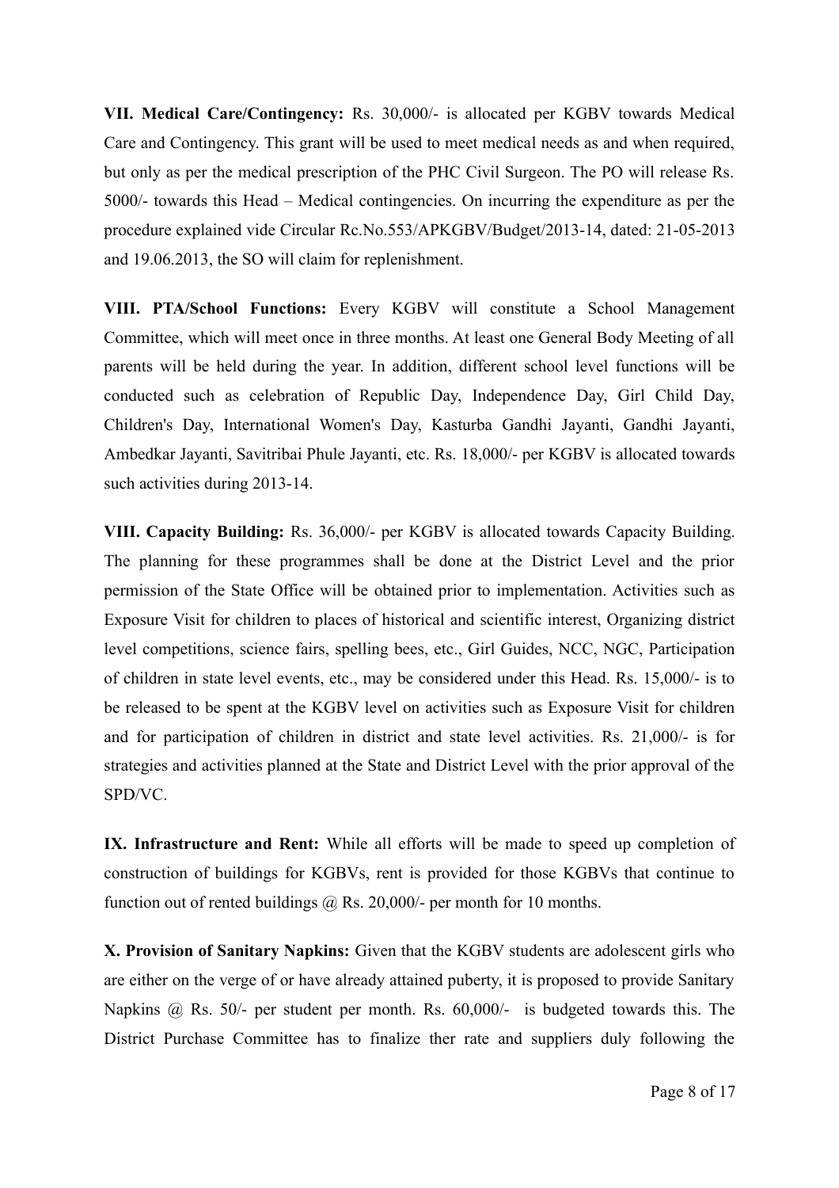**VII. Medical Care/Contingency:** Rs. 30,000/- is allocated per KGBV towards Medical Care and Contingency. This grant will be used to meet medical needs as and when required, but only as per the medical prescription of the PHC Civil Surgeon. The PO will release Rs. 5000/- towards this Head – Medical contingencies. On incurring the expenditure as per the procedure explained vide Circular Rc.No.553/APKGBV/Budget/2013-14, dated: 21-05-2013 and 19.06.2013, the SO will claim for replenishment.

**VIII. PTA/School Functions:** Every KGBV will constitute a School Management Committee, which will meet once in three months. At least one General Body Meeting of all parents will be held during the year. In addition, different school level functions will be conducted such as celebration of Republic Day, Independence Day, Girl Child Day, Children's Day, International Women's Day, Kasturba Gandhi Jayanti, Gandhi Jayanti, Ambedkar Jayanti, Savitribai Phule Jayanti, etc. Rs. 18,000/- per KGBV is allocated towards such activities during 2013-14.

**VIII. Capacity Building:** Rs. 36,000/- per KGBV is allocated towards Capacity Building. The planning for these programmes shall be done at the District Level and the prior permission of the State Office will be obtained prior to implementation. Activities such as Exposure Visit for children to places of historical and scientific interest, Organizing district level competitions, science fairs, spelling bees, etc., Girl Guides, NCC, NGC, Participation of children in state level events, etc., may be considered under this Head. Rs. 15,000/- is to be released to be spent at the KGBV level on activities such as Exposure Visit for children and for participation of children in district and state level activities. Rs. 21,000/- is for strategies and activities planned at the State and District Level with the prior approval of the SPD/VC.

**IX. Infrastructure and Rent:** While all efforts will be made to speed up completion of construction of buildings for KGBVs, rent is provided for those KGBVs that continue to function out of rented buildings @ Rs. 20,000/- per month for 10 months.

**X. Provision of Sanitary Napkins:** Given that the KGBV students are adolescent girls who are either on the verge of or have already attained puberty, it is proposed to provide Sanitary Napkins @ Rs. 50/- per student per month. Rs. 60,000/- is budgeted towards this. The District Purchase Committee has to finalize ther rate and suppliers duly following the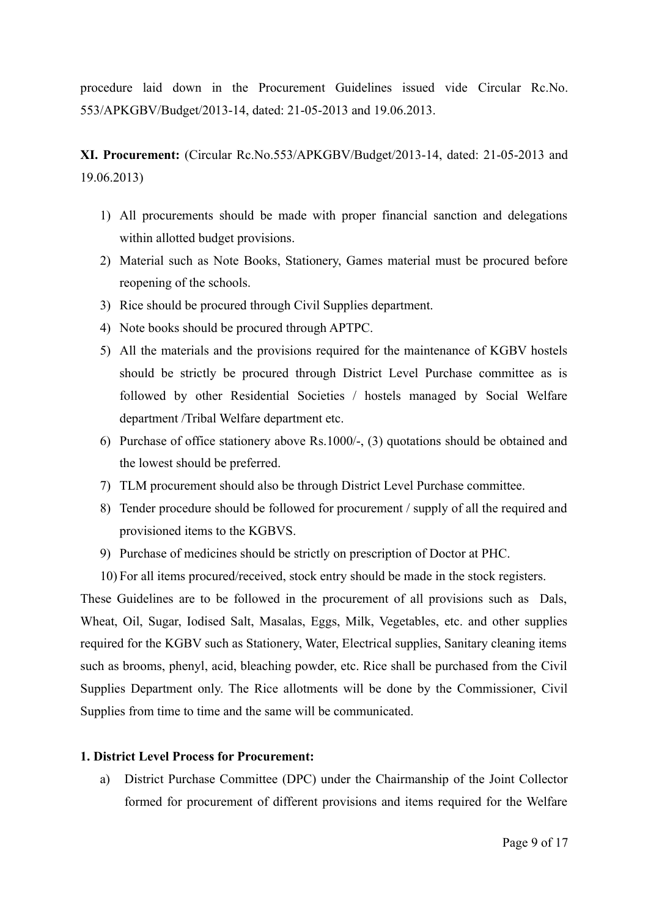procedure laid down in the Procurement Guidelines issued vide Circular Rc.No. 553/APKGBV/Budget/2013-14, dated: 21-05-2013 and 19.06.2013.

**XI. Procurement:** (Circular Rc.No.553/APKGBV/Budget/2013-14, dated: 21-05-2013 and 19.06.2013)

1) All procurements should be made with proper financial sanction and delegations within allotted budget provisions.
2) Material such as Note Books, Stationery, Games material must be procured before reopening of the schools.
3) Rice should be procured through Civil Supplies department.
4) Note books should be procured through APTPC.
5) All the materials and the provisions required for the maintenance of KGBV hostels should be strictly be procured through District Level Purchase committee as is followed by other Residential Societies / hostels managed by Social Welfare department /Tribal Welfare department etc.
6) Purchase of office stationery above Rs.1000/-, (3) quotations should be obtained and the lowest should be preferred.
7) TLM procurement should also be through District Level Purchase committee.
8) Tender procedure should be followed for procurement / supply of all the required and provisioned items to the KGBVS.
9) Purchase of medicines should be strictly on prescription of Doctor at PHC.
10) For all items procured/received, stock entry should be made in the stock registers.

These Guidelines are to be followed in the procurement of all provisions such as Dals, Wheat, Oil, Sugar, Iodised Salt, Masalas, Eggs, Milk, Vegetables, etc. and other supplies required for the KGBV such as Stationery, Water, Electrical supplies, Sanitary cleaning items such as brooms, phenyl, acid, bleaching powder, etc. Rice shall be purchased from the Civil Supplies Department only. The Rice allotments will be done by the Commissioner, Civil Supplies from time to time and the same will be communicated.

**1. District Level Process for Procurement:**

a) District Purchase Committee (DPC) under the Chairmanship of the Joint Collector formed for procurement of different provisions and items required for the Welfare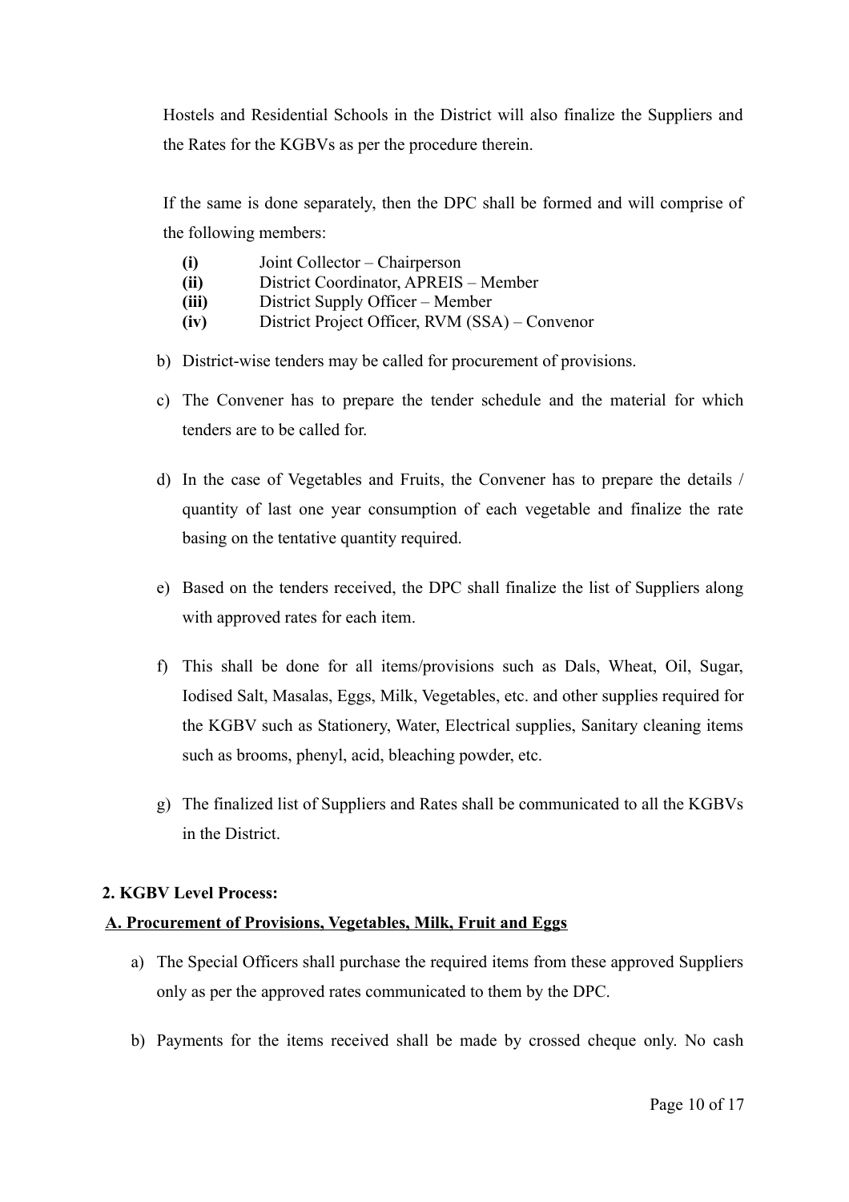Hostels and Residential Schools in the District will also finalize the Suppliers and the Rates for the KGBVs as per the procedure therein.

If the same is done separately, then the DPC shall be formed and will comprise of the following members:

- **(i)** Joint Collector – Chairperson
- **(ii)** District Coordinator, APREIS – Member
- **(iii)** District Supply Officer – Member
- **(iv)** District Project Officer, RVM (SSA) – Convenor

b) District-wise tenders may be called for procurement of provisions.

c) The Convener has to prepare the tender schedule and the material for which tenders are to be called for.

d) In the case of Vegetables and Fruits, the Convener has to prepare the details / quantity of last one year consumption of each vegetable and finalize the rate basing on the tentative quantity required.

e) Based on the tenders received, the DPC shall finalize the list of Suppliers along with approved rates for each item.

f) This shall be done for all items/provisions such as Dals, Wheat, Oil, Sugar, Iodised Salt, Masalas, Eggs, Milk, Vegetables, etc. and other supplies required for the KGBV such as Stationery, Water, Electrical supplies, Sanitary cleaning items such as brooms, phenyl, acid, bleaching powder, etc.

g) The finalized list of Suppliers and Rates shall be communicated to all the KGBVs in the District.

### 2. KGBV Level Process:

#### A. Procurement of Provisions, Vegetables, Milk, Fruit and Eggs

a) The Special Officers shall purchase the required items from these approved Suppliers only as per the approved rates communicated to them by the DPC.

b) Payments for the items received shall be made by crossed cheque only. No cash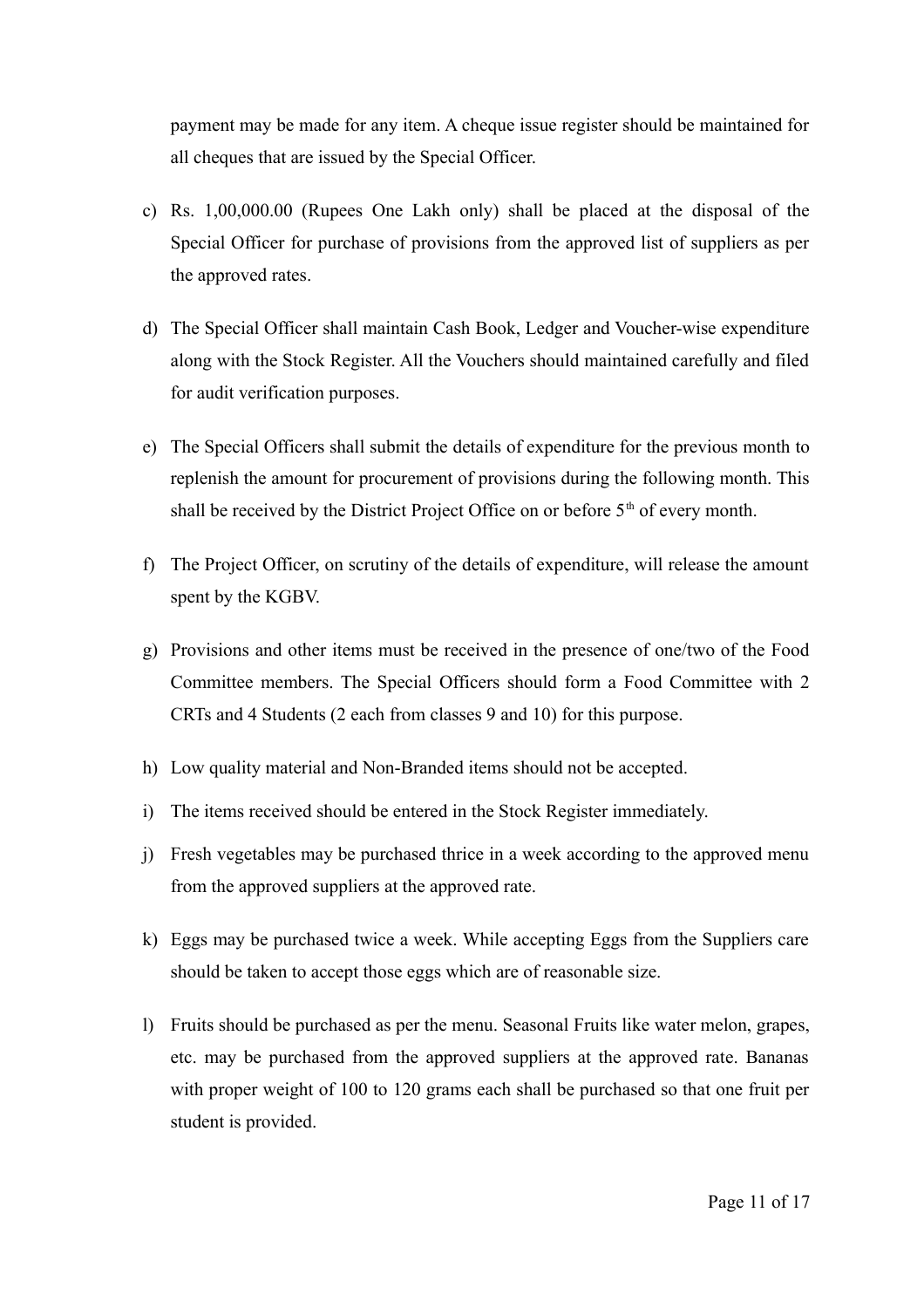payment may be made for any item. A cheque issue register should be maintained for all cheques that are issued by the Special Officer.

c) Rs. 1,00,000.00 (Rupees One Lakh only) shall be placed at the disposal of the Special Officer for purchase of provisions from the approved list of suppliers as per the approved rates.

d) The Special Officer shall maintain Cash Book, Ledger and Voucher-wise expenditure along with the Stock Register. All the Vouchers should maintained carefully and filed for audit verification purposes.

e) The Special Officers shall submit the details of expenditure for the previous month to replenish the amount for procurement of provisions during the following month. This shall be received by the District Project Office on or before 5th of every month.

f) The Project Officer, on scrutiny of the details of expenditure, will release the amount spent by the KGBV.

g) Provisions and other items must be received in the presence of one/two of the Food Committee members. The Special Officers should form a Food Committee with 2 CRTs and 4 Students (2 each from classes 9 and 10) for this purpose.

h) Low quality material and Non-Branded items should not be accepted.

i) The items received should be entered in the Stock Register immediately.

j) Fresh vegetables may be purchased thrice in a week according to the approved menu from the approved suppliers at the approved rate.

k) Eggs may be purchased twice a week. While accepting Eggs from the Suppliers care should be taken to accept those eggs which are of reasonable size.

l) Fruits should be purchased as per the menu. Seasonal Fruits like water melon, grapes, etc. may be purchased from the approved suppliers at the approved rate. Bananas with proper weight of 100 to 120 grams each shall be purchased so that one fruit per student is provided.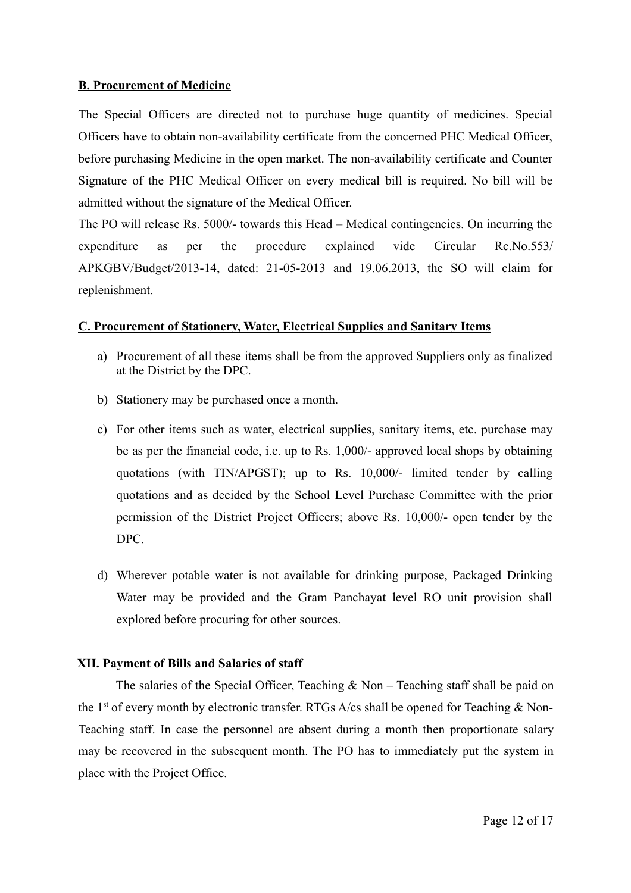**B. Procurement of Medicine**

The Special Officers are directed not to purchase huge quantity of medicines. Special Officers have to obtain non-availability certificate from the concerned PHC Medical Officer, before purchasing Medicine in the open market. The non-availability certificate and Counter Signature of the PHC Medical Officer on every medical bill is required. No bill will be admitted without the signature of the Medical Officer.

The PO will release Rs. 5000/- towards this Head – Medical contingencies. On incurring the expenditure as per the procedure explained vide Circular Rc.No.553/ APKGBV/Budget/2013-14, dated: 21-05-2013 and 19.06.2013, the SO will claim for replenishment.

**C. Procurement of Stationery, Water, Electrical Supplies and Sanitary Items**

a) Procurement of all these items shall be from the approved Suppliers only as finalized at the District by the DPC.

b) Stationery may be purchased once a month.

c) For other items such as water, electrical supplies, sanitary items, etc. purchase may be as per the financial code, i.e. up to Rs. 1,000/- approved local shops by obtaining quotations (with TIN/APGST); up to Rs. 10,000/- limited tender by calling quotations and as decided by the School Level Purchase Committee with the prior permission of the District Project Officers; above Rs. 10,000/- open tender by the DPC.

d) Wherever potable water is not available for drinking purpose, Packaged Drinking Water may be provided and the Gram Panchayat level RO unit provision shall explored before procuring for other sources.

**XII. Payment of Bills and Salaries of staff**

The salaries of the Special Officer, Teaching & Non – Teaching staff shall be paid on the 1st of every month by electronic transfer. RTGs A/cs shall be opened for Teaching & Non-Teaching staff. In case the personnel are absent during a month then proportionate salary may be recovered in the subsequent month. The PO has to immediately put the system in place with the Project Office.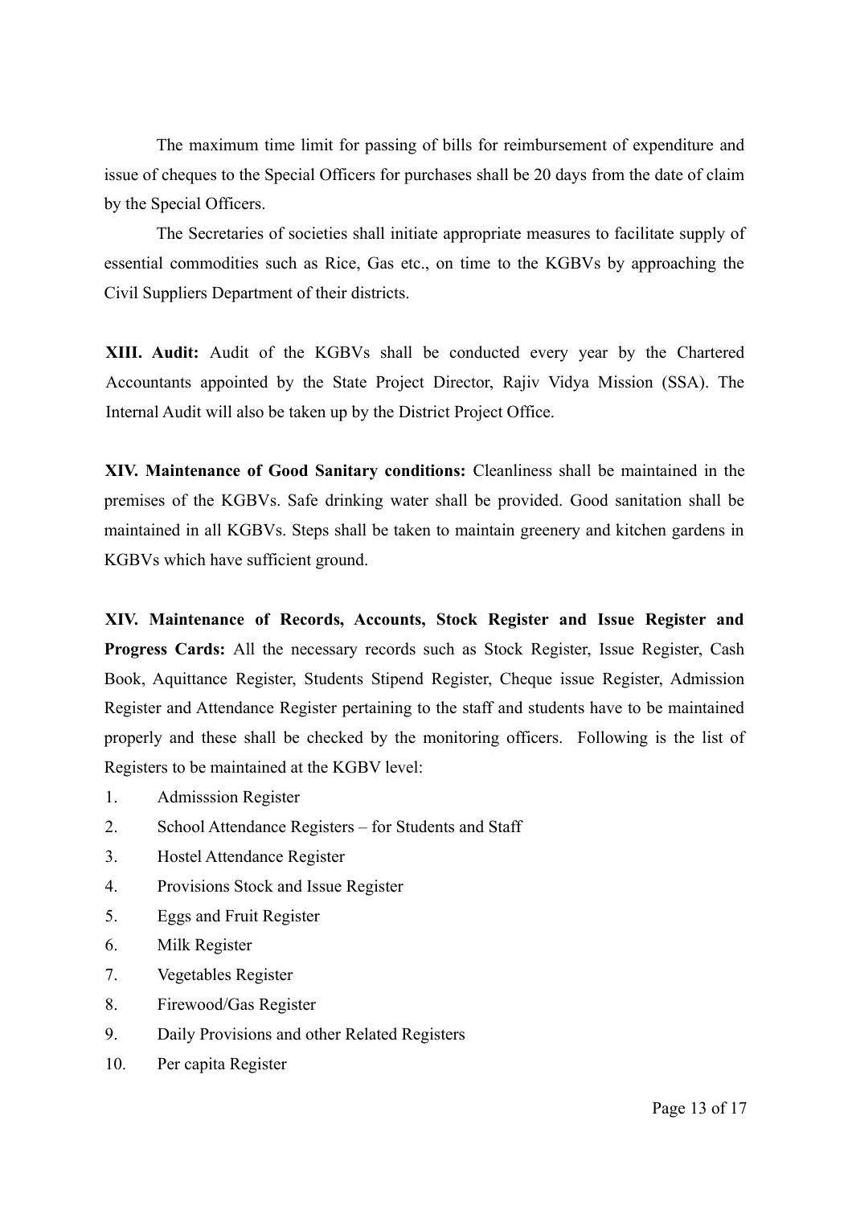The maximum time limit for passing of bills for reimbursement of expenditure and issue of cheques to the Special Officers for purchases shall be 20 days from the date of claim by the Special Officers.

The Secretaries of societies shall initiate appropriate measures to facilitate supply of essential commodities such as Rice, Gas etc., on time to the KGBVs by approaching the Civil Suppliers Department of their districts.

**XIII. Audit:** Audit of the KGBVs shall be conducted every year by the Chartered Accountants appointed by the State Project Director, Rajiv Vidya Mission (SSA). The Internal Audit will also be taken up by the District Project Office.

**XIV. Maintenance of Good Sanitary conditions:** Cleanliness shall be maintained in the premises of the KGBVs. Safe drinking water shall be provided. Good sanitation shall be maintained in all KGBVs. Steps shall be taken to maintain greenery and kitchen gardens in KGBVs which have sufficient ground.

**XIV. Maintenance of Records, Accounts, Stock Register and Issue Register and Progress Cards:** All the necessary records such as Stock Register, Issue Register, Cash Book, Aquittance Register, Students Stipend Register, Cheque issue Register, Admission Register and Attendance Register pertaining to the staff and students have to be maintained properly and these shall be checked by the monitoring officers. Following is the list of Registers to be maintained at the KGBV level:

1. Admisssion Register
2. School Attendance Registers – for Students and Staff
3. Hostel Attendance Register
4. Provisions Stock and Issue Register
5. Eggs and Fruit Register
6. Milk Register
7. Vegetables Register
8. Firewood/Gas Register
9. Daily Provisions and other Related Registers
10. Per capita Register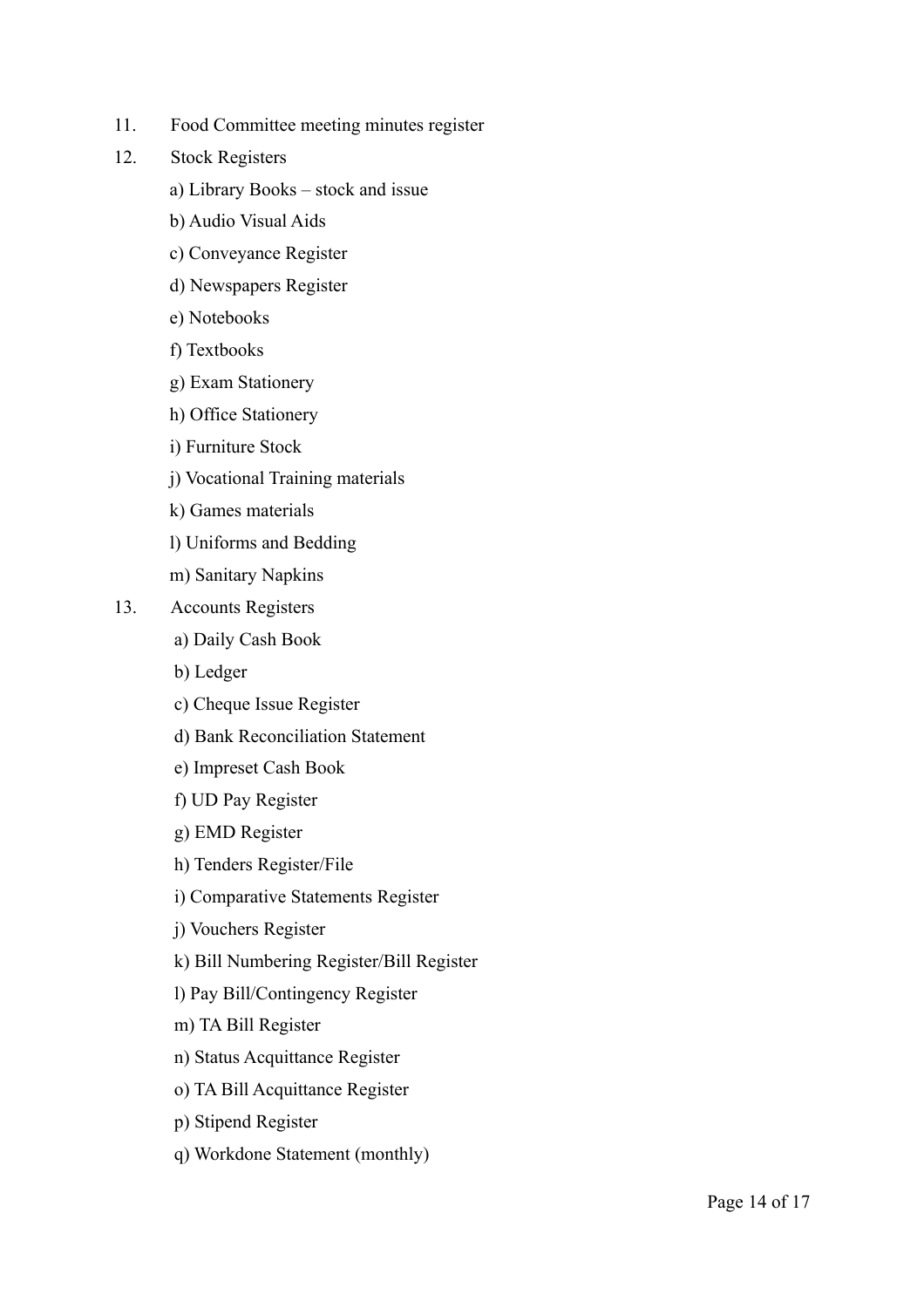11. Food Committee meeting minutes register
12. Stock Registers
    a) Library Books – stock and issue
    b) Audio Visual Aids
    c) Conveyance Register
    d) Newspapers Register
    e) Notebooks
    f) Textbooks
    g) Exam Stationery
    h) Office Stationery
    i) Furniture Stock
    j) Vocational Training materials
    k) Games materials
    l) Uniforms and Bedding
    m) Sanitary Napkins
13. Accounts Registers
    a) Daily Cash Book
    b) Ledger
    c) Cheque Issue Register
    d) Bank Reconciliation Statement
    e) Impreset Cash Book
    f) UD Pay Register
    g) EMD Register
    h) Tenders Register/File
    i) Comparative Statements Register
    j) Vouchers Register
    k) Bill Numbering Register/Bill Register
    l) Pay Bill/Contingency Register
    m) TA Bill Register
    n) Status Acquittance Register
    o) TA Bill Acquittance Register
    p) Stipend Register
    q) Workdone Statement (monthly)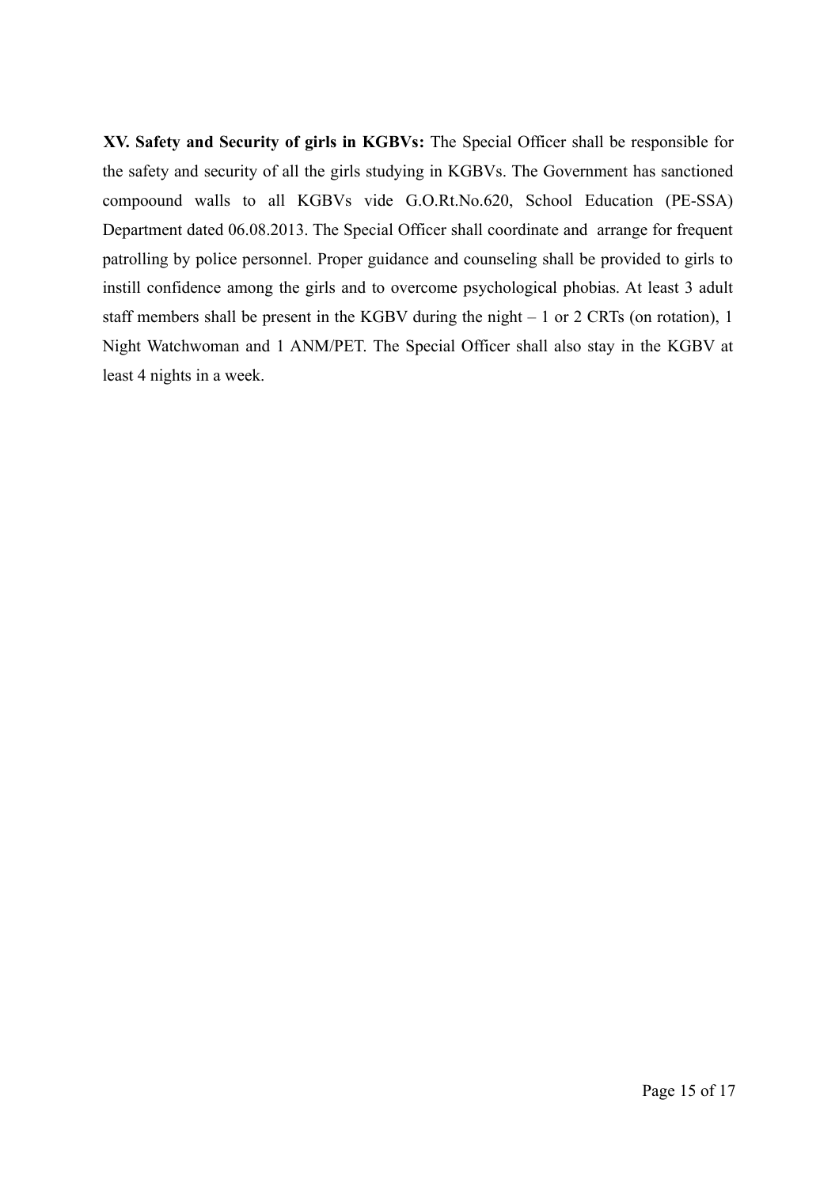**XV. Safety and Security of girls in KGBVs:** The Special Officer shall be responsible for the safety and security of all the girls studying in KGBVs. The Government has sanctioned compoound walls to all KGBVs vide G.O.Rt.No.620, School Education (PE-SSA) Department dated 06.08.2013. The Special Officer shall coordinate and arrange for frequent patrolling by police personnel. Proper guidance and counseling shall be provided to girls to instill confidence among the girls and to overcome psychological phobias. At least 3 adult staff members shall be present in the KGBV during the night – 1 or 2 CRTs (on rotation), 1 Night Watchwoman and 1 ANM/PET. The Special Officer shall also stay in the KGBV at least 4 nights in a week.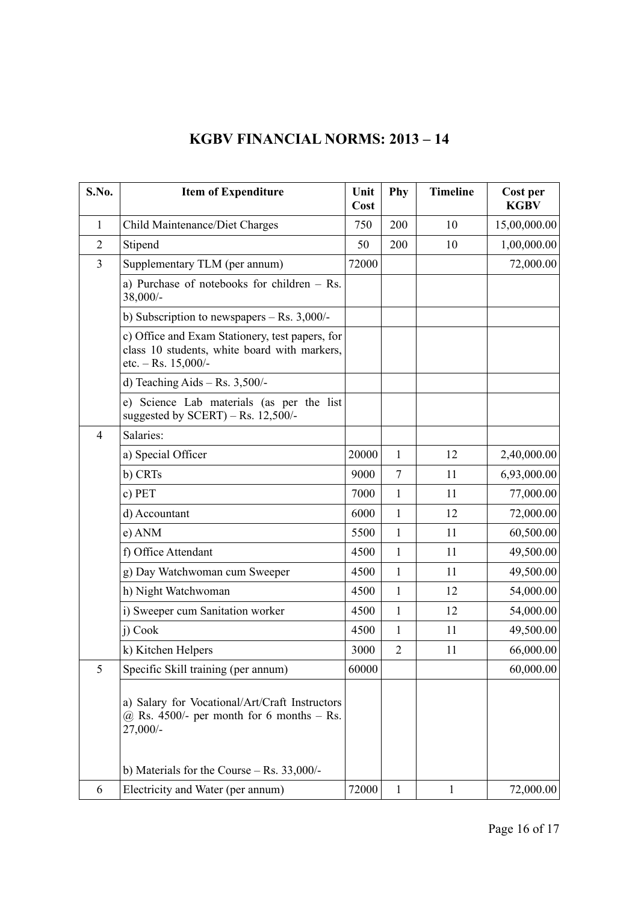# KGBV FINANCIAL NORMS: 2013 – 14

| S.No. | Item of Expenditure | Unit Cost | Phy | Timeline | Cost per KGBV |
|---|---|---|---|---|---|
| 1 | Child Maintenance/Diet Charges | 750 | 200 | 10 | 15,00,000.00 |
| 2 | Stipend | 50 | 200 | 10 | 1,00,000.00 |
| 3 | Supplementary TLM (per annum) | 72000 | | | 72,000.00 |
| | a) Purchase of notebooks for children – Rs. 38,000/- | | | | |
| | b) Subscription to newspapers – Rs. 3,000/- | | | | |
| | c) Office and Exam Stationery, test papers, for class 10 students, white board with markers, etc. – Rs. 15,000/- | | | | |
| | d) Teaching Aids – Rs. 3,500/- | | | | |
| | e) Science Lab materials (as per the list suggested by SCERT) – Rs. 12,500/- | | | | |
| 4 | Salaries: | | | | |
| | a) Special Officer | 20000 | 1 | 12 | 2,40,000.00 |
| | b) CRTs | 9000 | 7 | 11 | 6,93,000.00 |
| | c) PET | 7000 | 1 | 11 | 77,000.00 |
| | d) Accountant | 6000 | 1 | 12 | 72,000.00 |
| | e) ANM | 5500 | 1 | 11 | 60,500.00 |
| | f) Office Attendant | 4500 | 1 | 11 | 49,500.00 |
| | g) Day Watchwoman cum Sweeper | 4500 | 1 | 11 | 49,500.00 |
| | h) Night Watchwoman | 4500 | 1 | 12 | 54,000.00 |
| | i) Sweeper cum Sanitation worker | 4500 | 1 | 12 | 54,000.00 |
| | j) Cook | 4500 | 1 | 11 | 49,500.00 |
| | k) Kitchen Helpers | 3000 | 2 | 11 | 66,000.00 |
| 5 | Specific Skill training (per annum) | 60000 | | | 60,000.00 |
| | a) Salary for Vocational/Art/Craft Instructors @ Rs. 4500/- per month for 6 months – Rs. 27,000/-<br><br>b) Materials for the Course – Rs. 33,000/- | | | | |
| 6 | Electricity and Water (per annum) | 72000 | 1 | 1 | 72,000.00 |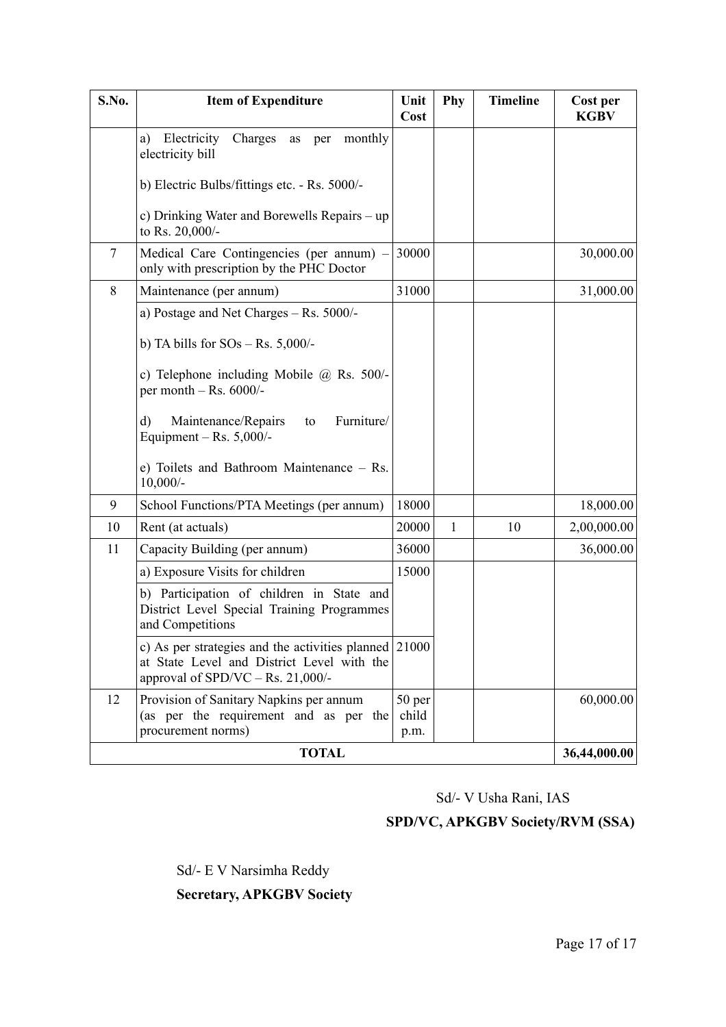| S.No. | Item of Expenditure | Unit Cost | Phy | Timeline | Cost per KGBV |
|---|---|---|---|---|---|
| | a) Electricity Charges as per monthly electricity bill<br><br>b) Electric Bulbs/fittings etc. - Rs. 5000/-<br><br>c) Drinking Water and Borewells Repairs – up to Rs. 20,000/- | | | | |
| 7 | Medical Care Contingencies (per annum) – only with prescription by the PHC Doctor | 30000 | | | 30,000.00 |
| 8 | Maintenance (per annum) | 31000 | | | 31,000.00 |
| | a) Postage and Net Charges – Rs. 5000/-<br><br>b) TA bills for SOs – Rs. 5,000/-<br><br>c) Telephone including Mobile @ Rs. 500/- per month – Rs. 6000/-<br><br>d) Maintenance/Repairs to Furniture/ Equipment – Rs. 5,000/-<br><br>e) Toilets and Bathroom Maintenance – Rs. 10,000/- | | | | |
| 9 | School Functions/PTA Meetings (per annum) | 18000 | | | 18,000.00 |
| 10 | Rent (at actuals) | 20000 | 1 | 10 | 2,00,000.00 |
| 11 | Capacity Building (per annum) | 36000 | | | 36,000.00 |
| | a) Exposure Visits for children | 15000 | | | |
| | b) Participation of children in State and District Level Special Training Programmes and Competitions | | | | |
| | c) As per strategies and the activities planned at State Level and District Level with the approval of SPD/VC – Rs. 21,000/- | 21000 | | | |
| 12 | Provision of Sanitary Napkins per annum (as per the requirement and as per the procurement norms) | 50 per child p.m. | | | 60,000.00 |
| | **TOTAL** | | | | **36,44,000.00** |

Sd/- V Usha Rani, IAS

**SPD/VC, APKGBV Society/RVM (SSA)**

Sd/- E V Narsimha Reddy

**Secretary, APKGBV Society**